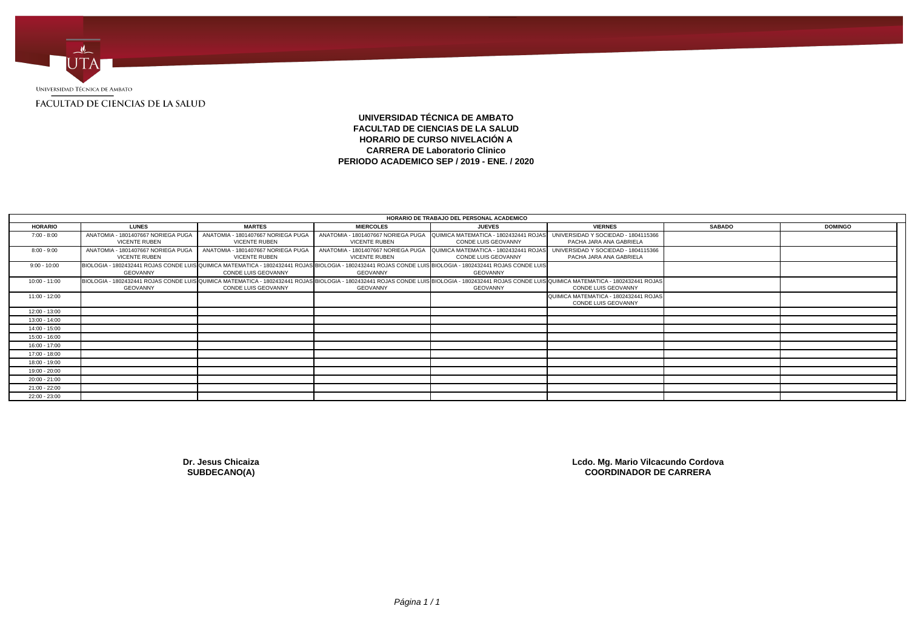UNIVERSIDAD TÉCNICA DE AMBATO

FACULTAD DE CIENCIAS DE LA SALUD

**UNIVERSIDAD TÉCNICA DE AMBATO**
**FACULTAD DE CIENCIAS DE LA SALUD**
**HORARIO DE CURSO NIVELACIÓN A**
**CARRERA DE Laboratorio Clinico**
**PERIODO ACADEMICO SEP / 2019 - ENE. / 2020**

| HORARIO DE TRABAJO DEL PERSONAL ACADEMICO | | | | | | | |
|---|---|---|---|---|---|---|---|
| **HORARIO** | **LUNES** | **MARTES** | **MIERCOLES** | **JUEVES** | **VIERNES** | **SABADO** | **DOMINGO** |
| 7:00 - 8:00 | ANATOMIA - 1801407667 NORIEGA PUGA VICENTE RUBEN | ANATOMIA - 1801407667 NORIEGA PUGA VICENTE RUBEN | ANATOMIA - 1801407667 NORIEGA PUGA VICENTE RUBEN | QUIMICA MATEMATICA - 1802432441 ROJAS CONDE LUIS GEOVANNY | UNIVERSIDAD Y SOCIEDAD - 1804115366 PACHA JARA ANA GABRIELA | | |
| 8:00 - 9:00 | ANATOMIA - 1801407667 NORIEGA PUGA VICENTE RUBEN | ANATOMIA - 1801407667 NORIEGA PUGA VICENTE RUBEN | ANATOMIA - 1801407667 NORIEGA PUGA VICENTE RUBEN | QUIMICA MATEMATICA - 1802432441 ROJAS CONDE LUIS GEOVANNY | UNIVERSIDAD Y SOCIEDAD - 1804115366 PACHA JARA ANA GABRIELA | | |
| 9:00 - 10:00 | BIOLOGIA - 1802432441 ROJAS CONDE LUIS GEOVANNY | QUIMICA MATEMATICA - 1802432441 ROJAS CONDE LUIS GEOVANNY | BIOLOGIA - 1802432441 ROJAS CONDE LUIS GEOVANNY | BIOLOGIA - 1802432441 ROJAS CONDE LUIS GEOVANNY | | | |
| 10:00 - 11:00 | BIOLOGIA - 1802432441 ROJAS CONDE LUIS GEOVANNY | QUIMICA MATEMATICA - 1802432441 ROJAS CONDE LUIS GEOVANNY | BIOLOGIA - 1802432441 ROJAS CONDE LUIS GEOVANNY | BIOLOGIA - 1802432441 ROJAS CONDE LUIS GEOVANNY | QUIMICA MATEMATICA - 1802432441 ROJAS CONDE LUIS GEOVANNY | | |
| 11:00 - 12:00 | | | | | QUIMICA MATEMATICA - 1802432441 ROJAS CONDE LUIS GEOVANNY | | |
| 12:00 - 13:00 | | | | | | | |
| 13:00 - 14:00 | | | | | | | |
| 14:00 - 15:00 | | | | | | | |
| 15:00 - 16:00 | | | | | | | |
| 16:00 - 17:00 | | | | | | | |
| 17:00 - 18:00 | | | | | | | |
| 18:00 - 19:00 | | | | | | | |
| 19:00 - 20:00 | | | | | | | |
| 20:00 - 21:00 | | | | | | | |
| 21:00 - 22:00 | | | | | | | |
| 22:00 - 23:00 | | | | | | | |

**Dr. Jesus Chicaiza**
**SUBDECANO(A)**

**Lcdo. Mg. Mario Vilcacundo Cordova**
**COORDINADOR DE CARRERA**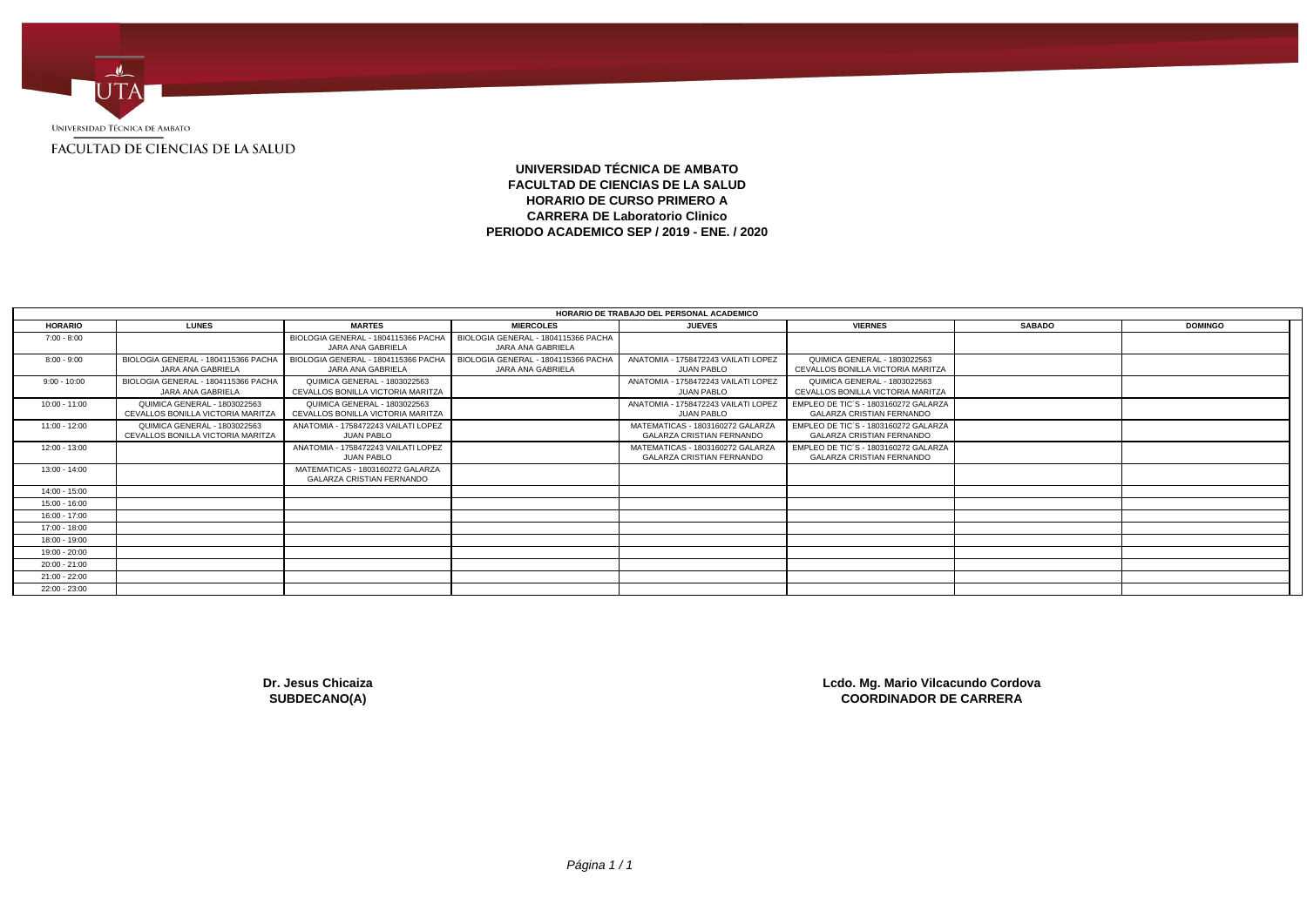UNIVERSIDAD TÉCNICA DE AMBATO

FACULTAD DE CIENCIAS DE LA SALUD

**UNIVERSIDAD TÉCNICA DE AMBATO**
**FACULTAD DE CIENCIAS DE LA SALUD**
**HORARIO DE CURSO PRIMERO A**
**CARRERA DE Laboratorio Clinico**
**PERIODO ACADEMICO SEP / 2019 - ENE. / 2020**

| HORARIO DE TRABAJO DEL PERSONAL ACADEMICO | | | | | | | |
|---|---|---|---|---|---|---|---|
| **HORARIO** | **LUNES** | **MARTES** | **MIERCOLES** | **JUEVES** | **VIERNES** | **SABADO** | **DOMINGO** |
| 7:00 - 8:00 | | BIOLOGIA GENERAL - 1804115366 PACHA JARA ANA GABRIELA | BIOLOGIA GENERAL - 1804115366 PACHA JARA ANA GABRIELA | | | | |
| 8:00 - 9:00 | BIOLOGIA GENERAL - 1804115366 PACHA JARA ANA GABRIELA | BIOLOGIA GENERAL - 1804115366 PACHA JARA ANA GABRIELA | BIOLOGIA GENERAL - 1804115366 PACHA JARA ANA GABRIELA | ANATOMIA - 1758472243 VAILATI LOPEZ JUAN PABLO | QUIMICA GENERAL - 1803022563 CEVALLOS BONILLA VICTORIA MARITZA | | |
| 9:00 - 10:00 | BIOLOGIA GENERAL - 1804115366 PACHA JARA ANA GABRIELA | QUIMICA GENERAL - 1803022563 CEVALLOS BONILLA VICTORIA MARITZA | | ANATOMIA - 1758472243 VAILATI LOPEZ JUAN PABLO | QUIMICA GENERAL - 1803022563 CEVALLOS BONILLA VICTORIA MARITZA | | |
| 10:00 - 11:00 | QUIMICA GENERAL - 1803022563 CEVALLOS BONILLA VICTORIA MARITZA | QUIMICA GENERAL - 1803022563 CEVALLOS BONILLA VICTORIA MARITZA | | ANATOMIA - 1758472243 VAILATI LOPEZ JUAN PABLO | EMPLEO DE TIC´S - 1803160272 GALARZA GALARZA CRISTIAN FERNANDO | | |
| 11:00 - 12:00 | QUIMICA GENERAL - 1803022563 CEVALLOS BONILLA VICTORIA MARITZA | ANATOMIA - 1758472243 VAILATI LOPEZ JUAN PABLO | | MATEMATICAS - 1803160272 GALARZA GALARZA CRISTIAN FERNANDO | EMPLEO DE TIC´S - 1803160272 GALARZA GALARZA CRISTIAN FERNANDO | | |
| 12:00 - 13:00 | | ANATOMIA - 1758472243 VAILATI LOPEZ JUAN PABLO | | MATEMATICAS - 1803160272 GALARZA GALARZA CRISTIAN FERNANDO | EMPLEO DE TIC´S - 1803160272 GALARZA GALARZA CRISTIAN FERNANDO | | |
| 13:00 - 14:00 | | MATEMATICAS - 1803160272 GALARZA GALARZA CRISTIAN FERNANDO | | | | | |
| 14:00 - 15:00 | | | | | | | |
| 15:00 - 16:00 | | | | | | | |
| 16:00 - 17:00 | | | | | | | |
| 17:00 - 18:00 | | | | | | | |
| 18:00 - 19:00 | | | | | | | |
| 19:00 - 20:00 | | | | | | | |
| 20:00 - 21:00 | | | | | | | |
| 21:00 - 22:00 | | | | | | | |
| 22:00 - 23:00 | | | | | | | |

**Dr. Jesus Chicaiza**
**SUBDECANO(A)**

**Lcdo. Mg. Mario Vilcacundo Cordova**
**COORDINADOR DE CARRERA**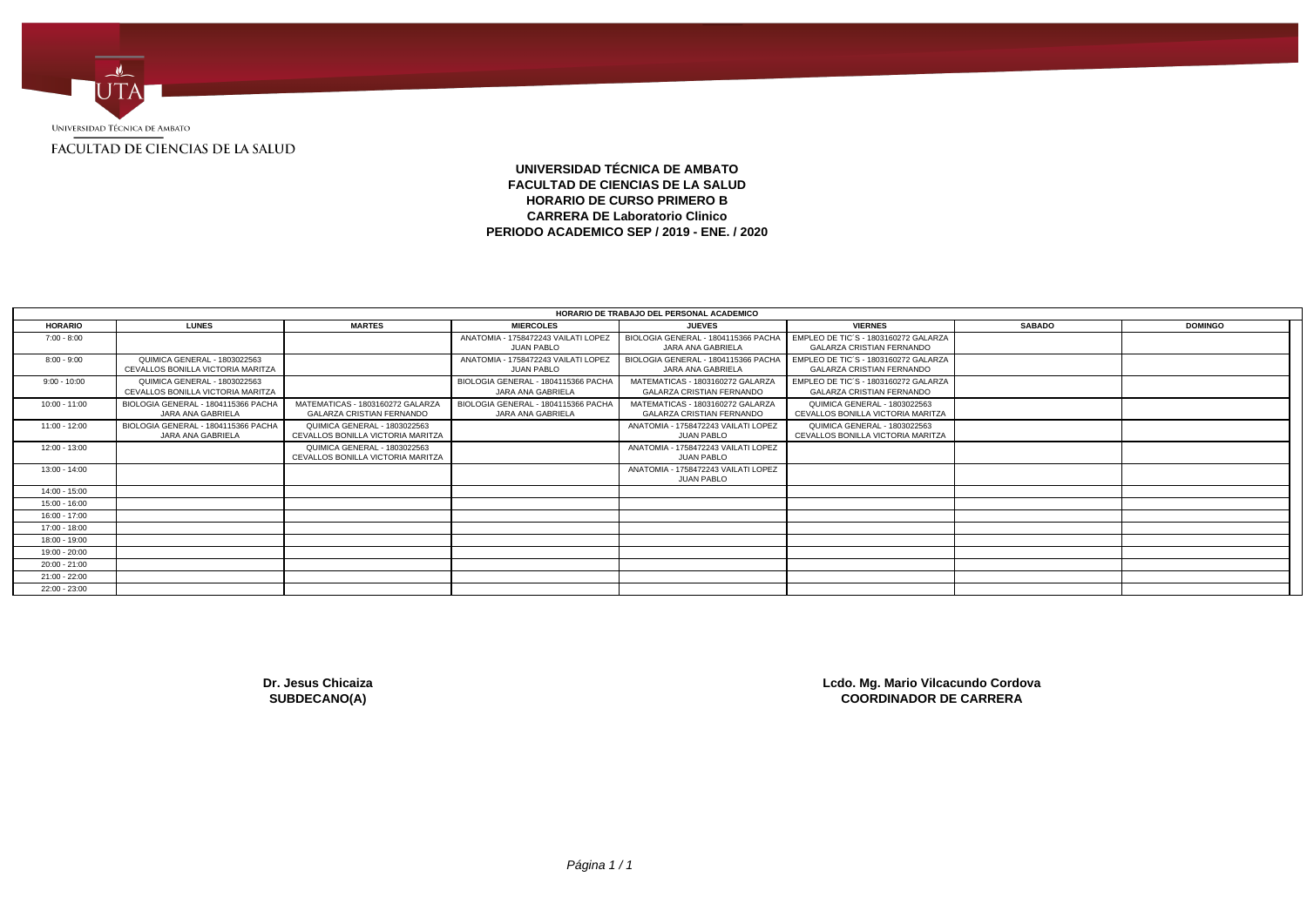Universidad Técnica de Ambato

Facultad de Ciencias de la Salud

**UNIVERSIDAD TÉCNICA DE AMBATO**
**FACULTAD DE CIENCIAS DE LA SALUD**
**HORARIO DE CURSO PRIMERO B**
**CARRERA DE Laboratorio Clinico**
**PERIODO ACADEMICO SEP / 2019 - ENE. / 2020**

| HORARIO DE TRABAJO DEL PERSONAL ACADEMICO | | | | | | | |
|---|---|---|---|---|---|---|---|
| **HORARIO** | **LUNES** | **MARTES** | **MIERCOLES** | **JUEVES** | **VIERNES** | **SABADO** | **DOMINGO** |
| 7:00 - 8:00 | | | ANATOMIA - 1758472243 VAILATI LOPEZ JUAN PABLO | BIOLOGIA GENERAL - 1804115366 PACHA JARA ANA GABRIELA | EMPLEO DE TIC´S - 1803160272 GALARZA GALARZA CRISTIAN FERNANDO | | |
| 8:00 - 9:00 | QUIMICA GENERAL - 1803022563 CEVALLOS BONILLA VICTORIA MARITZA | | ANATOMIA - 1758472243 VAILATI LOPEZ JUAN PABLO | BIOLOGIA GENERAL - 1804115366 PACHA JARA ANA GABRIELA | EMPLEO DE TIC´S - 1803160272 GALARZA GALARZA CRISTIAN FERNANDO | | |
| 9:00 - 10:00 | QUIMICA GENERAL - 1803022563 CEVALLOS BONILLA VICTORIA MARITZA | | BIOLOGIA GENERAL - 1804115366 PACHA JARA ANA GABRIELA | MATEMATICAS - 1803160272 GALARZA GALARZA CRISTIAN FERNANDO | EMPLEO DE TIC´S - 1803160272 GALARZA GALARZA CRISTIAN FERNANDO | | |
| 10:00 - 11:00 | BIOLOGIA GENERAL - 1804115366 PACHA JARA ANA GABRIELA | MATEMATICAS - 1803160272 GALARZA GALARZA CRISTIAN FERNANDO | BIOLOGIA GENERAL - 1804115366 PACHA JARA ANA GABRIELA | MATEMATICAS - 1803160272 GALARZA GALARZA CRISTIAN FERNANDO | QUIMICA GENERAL - 1803022563 CEVALLOS BONILLA VICTORIA MARITZA | | |
| 11:00 - 12:00 | BIOLOGIA GENERAL - 1804115366 PACHA JARA ANA GABRIELA | QUIMICA GENERAL - 1803022563 CEVALLOS BONILLA VICTORIA MARITZA | | ANATOMIA - 1758472243 VAILATI LOPEZ JUAN PABLO | QUIMICA GENERAL - 1803022563 CEVALLOS BONILLA VICTORIA MARITZA | | |
| 12:00 - 13:00 | | QUIMICA GENERAL - 1803022563 CEVALLOS BONILLA VICTORIA MARITZA | | ANATOMIA - 1758472243 VAILATI LOPEZ JUAN PABLO | | | |
| 13:00 - 14:00 | | | | ANATOMIA - 1758472243 VAILATI LOPEZ JUAN PABLO | | | |
| 14:00 - 15:00 | | | | | | | |
| 15:00 - 16:00 | | | | | | | |
| 16:00 - 17:00 | | | | | | | |
| 17:00 - 18:00 | | | | | | | |
| 18:00 - 19:00 | | | | | | | |
| 19:00 - 20:00 | | | | | | | |
| 20:00 - 21:00 | | | | | | | |
| 21:00 - 22:00 | | | | | | | |
| 22:00 - 23:00 | | | | | | | |

**Dr. Jesus Chicaiza**
**SUBDECANO(A)**

**Lcdo. Mg. Mario Vilcacundo Cordova**
**COORDINADOR DE CARRERA**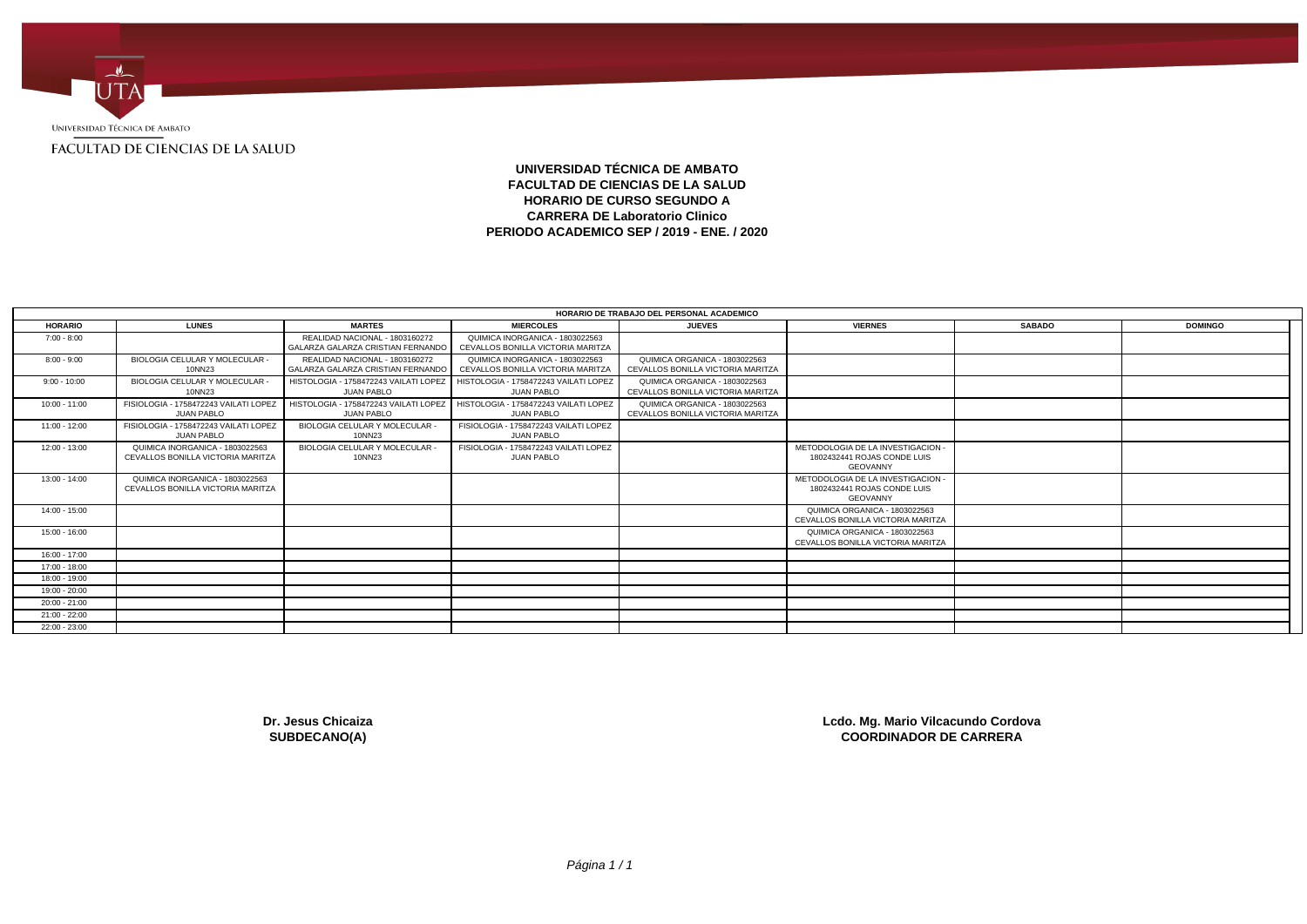Universidad Técnica de Ambato

FACULTAD DE CIENCIAS DE LA SALUD

**UNIVERSIDAD TÉCNICA DE AMBATO**
**FACULTAD DE CIENCIAS DE LA SALUD**
**HORARIO DE CURSO SEGUNDO A**
**CARRERA DE Laboratorio Clinico**
**PERIODO ACADEMICO SEP / 2019 - ENE. / 2020**

| HORARIO DE TRABAJO DEL PERSONAL ACADEMICO | | | | | | | |
|---|---|---|---|---|---|---|---|
| **HORARIO** | **LUNES** | **MARTES** | **MIERCOLES** | **JUEVES** | **VIERNES** | **SABADO** | **DOMINGO** |
| 7:00 - 8:00 | | REALIDAD NACIONAL - 1803160272 GALARZA GALARZA CRISTIAN FERNANDO | QUIMICA INORGANICA - 1803022563 CEVALLOS BONILLA VICTORIA MARITZA | | | | |
| 8:00 - 9:00 | BIOLOGIA CELULAR Y MOLECULAR - 10NN23 | REALIDAD NACIONAL - 1803160272 GALARZA GALARZA CRISTIAN FERNANDO | QUIMICA INORGANICA - 1803022563 CEVALLOS BONILLA VICTORIA MARITZA | QUIMICA ORGANICA - 1803022563 CEVALLOS BONILLA VICTORIA MARITZA | | | |
| 9:00 - 10:00 | BIOLOGIA CELULAR Y MOLECULAR - 10NN23 | HISTOLOGIA - 1758472243 VAILATI LOPEZ JUAN PABLO | HISTOLOGIA - 1758472243 VAILATI LOPEZ JUAN PABLO | QUIMICA ORGANICA - 1803022563 CEVALLOS BONILLA VICTORIA MARITZA | | | |
| 10:00 - 11:00 | FISIOLOGIA - 1758472243 VAILATI LOPEZ JUAN PABLO | HISTOLOGIA - 1758472243 VAILATI LOPEZ JUAN PABLO | HISTOLOGIA - 1758472243 VAILATI LOPEZ JUAN PABLO | QUIMICA ORGANICA - 1803022563 CEVALLOS BONILLA VICTORIA MARITZA | | | |
| 11:00 - 12:00 | FISIOLOGIA - 1758472243 VAILATI LOPEZ JUAN PABLO | BIOLOGIA CELULAR Y MOLECULAR - 10NN23 | FISIOLOGIA - 1758472243 VAILATI LOPEZ JUAN PABLO | | | | |
| 12:00 - 13:00 | QUIMICA INORGANICA - 1803022563 CEVALLOS BONILLA VICTORIA MARITZA | BIOLOGIA CELULAR Y MOLECULAR - 10NN23 | FISIOLOGIA - 1758472243 VAILATI LOPEZ JUAN PABLO | | METODOLOGIA DE LA INVESTIGACION - 1802432441 ROJAS CONDE LUIS GEOVANNY | | |
| 13:00 - 14:00 | QUIMICA INORGANICA - 1803022563 CEVALLOS BONILLA VICTORIA MARITZA | | | | METODOLOGIA DE LA INVESTIGACION - 1802432441 ROJAS CONDE LUIS GEOVANNY | | |
| 14:00 - 15:00 | | | | | QUIMICA ORGANICA - 1803022563 CEVALLOS BONILLA VICTORIA MARITZA | | |
| 15:00 - 16:00 | | | | | QUIMICA ORGANICA - 1803022563 CEVALLOS BONILLA VICTORIA MARITZA | | |
| 16:00 - 17:00 | | | | | | | |
| 17:00 - 18:00 | | | | | | | |
| 18:00 - 19:00 | | | | | | | |
| 19:00 - 20:00 | | | | | | | |
| 20:00 - 21:00 | | | | | | | |
| 21:00 - 22:00 | | | | | | | |
| 22:00 - 23:00 | | | | | | | |

**Dr. Jesus Chicaiza**
**SUBDECANO(A)**

**Lcdo. Mg. Mario Vilcacundo Cordova**
**COORDINADOR DE CARRERA**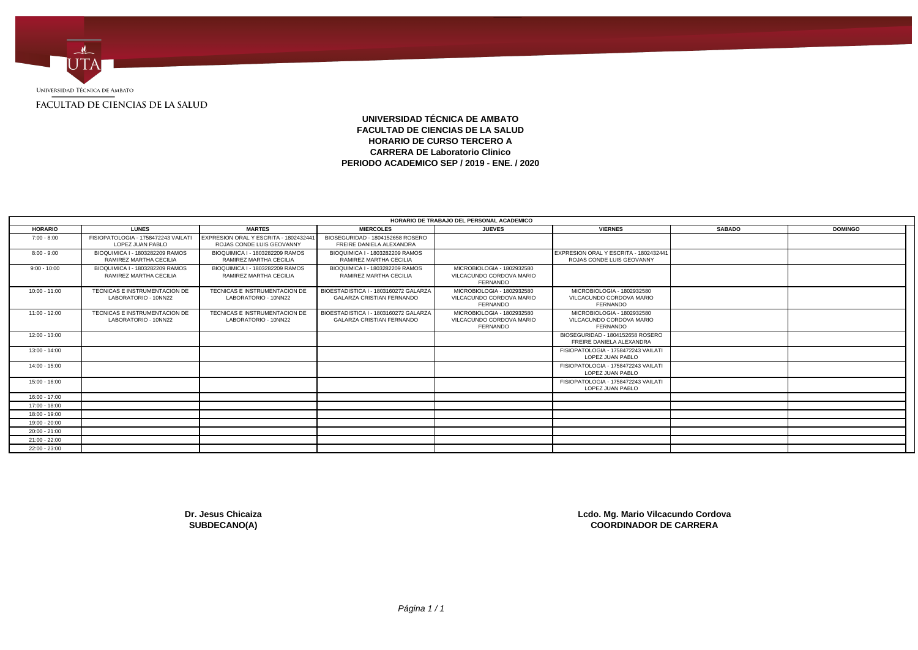Universidad Técnica de Ambato

Facultad de Ciencias de la Salud

**UNIVERSIDAD TÉCNICA DE AMBATO**
**FACULTAD DE CIENCIAS DE LA SALUD**
**HORARIO DE CURSO TERCERO A**
**CARRERA DE Laboratorio Clinico**
**PERIODO ACADEMICO SEP / 2019 - ENE. / 2020**

| HORARIO DE TRABAJO DEL PERSONAL ACADEMICO | | | | | | | |
|---|---|---|---|---|---|---|---|
| **HORARIO** | **LUNES** | **MARTES** | **MIERCOLES** | **JUEVES** | **VIERNES** | **SABADO** | **DOMINGO** |
| 7:00 - 8:00 | FISIOPATOLOGIA - 1758472243 VAILATI LOPEZ JUAN PABLO | EXPRESION ORAL Y ESCRITA - 1802432441 ROJAS CONDE LUIS GEOVANNY | BIOSEGURIDAD - 1804152658 ROSERO FREIRE DANIELA ALEXANDRA | | | | |
| 8:00 - 9:00 | BIOQUIMICA I - 1803282209 RAMOS RAMIREZ MARTHA CECILIA | BIOQUIMICA I - 1803282209 RAMOS RAMIREZ MARTHA CECILIA | BIOQUIMICA I - 1803282209 RAMOS RAMIREZ MARTHA CECILIA | | EXPRESION ORAL Y ESCRITA - 1802432441 ROJAS CONDE LUIS GEOVANNY | | |
| 9:00 - 10:00 | BIOQUIMICA I - 1803282209 RAMOS RAMIREZ MARTHA CECILIA | BIOQUIMICA I - 1803282209 RAMOS RAMIREZ MARTHA CECILIA | BIOQUIMICA I - 1803282209 RAMOS RAMIREZ MARTHA CECILIA | MICROBIOLOGIA - 1802932580 VILCACUNDO CORDOVA MARIO FERNANDO | | | |
| 10:00 - 11:00 | TECNICAS E INSTRUMENTACION DE LABORATORIO - 10NN22 | TECNICAS E INSTRUMENTACION DE LABORATORIO - 10NN22 | BIOESTADISTICA I - 1803160272 GALARZA GALARZA CRISTIAN FERNANDO | MICROBIOLOGIA - 1802932580 VILCACUNDO CORDOVA MARIO FERNANDO | MICROBIOLOGIA - 1802932580 VILCACUNDO CORDOVA MARIO FERNANDO | | |
| 11:00 - 12:00 | TECNICAS E INSTRUMENTACION DE LABORATORIO - 10NN22 | TECNICAS E INSTRUMENTACION DE LABORATORIO - 10NN22 | BIOESTADISTICA I - 1803160272 GALARZA GALARZA CRISTIAN FERNANDO | MICROBIOLOGIA - 1802932580 VILCACUNDO CORDOVA MARIO FERNANDO | MICROBIOLOGIA - 1802932580 VILCACUNDO CORDOVA MARIO FERNANDO | | |
| 12:00 - 13:00 | | | | | BIOSEGURIDAD - 1804152658 ROSERO FREIRE DANIELA ALEXANDRA | | |
| 13:00 - 14:00 | | | | | FISIOPATOLOGIA - 1758472243 VAILATI LOPEZ JUAN PABLO | | |
| 14:00 - 15:00 | | | | | FISIOPATOLOGIA - 1758472243 VAILATI LOPEZ JUAN PABLO | | |
| 15:00 - 16:00 | | | | | FISIOPATOLOGIA - 1758472243 VAILATI LOPEZ JUAN PABLO | | |
| 16:00 - 17:00 | | | | | | | |
| 17:00 - 18:00 | | | | | | | |
| 18:00 - 19:00 | | | | | | | |
| 19:00 - 20:00 | | | | | | | |
| 20:00 - 21:00 | | | | | | | |
| 21:00 - 22:00 | | | | | | | |
| 22:00 - 23:00 | | | | | | | |

**Dr. Jesus Chicaiza**
**SUBDECANO(A)**

**Lcdo. Mg. Mario Vilcacundo Cordova**
**COORDINADOR DE CARRERA**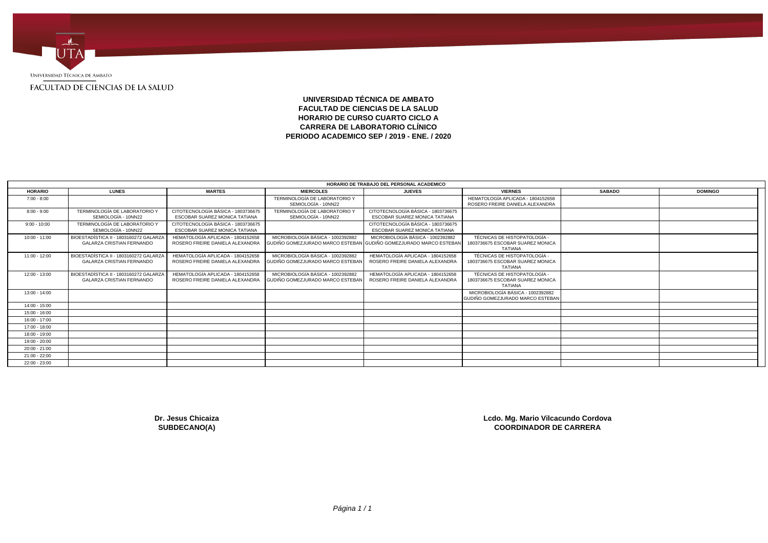UNIVERSIDAD TÉCNICA DE AMBATO

FACULTAD DE CIENCIAS DE LA SALUD

**UNIVERSIDAD TÉCNICA DE AMBATO**
**FACULTAD DE CIENCIAS DE LA SALUD**
**HORARIO DE CURSO CUARTO CICLO A**
**CARRERA DE LABORATORIO CLÍNICO**
**PERIODO ACADEMICO SEP / 2019 - ENE. / 2020**

| HORARIO DE TRABAJO DEL PERSONAL ACADEMICO | | | | | | | |
|---|---|---|---|---|---|---|---|
| **HORARIO** | **LUNES** | **MARTES** | **MIERCOLES** | **JUEVES** | **VIERNES** | **SABADO** | **DOMINGO** |
| 7:00 - 8:00 | | | TERMINOLOGÍA DE LABORATORIO Y SEMIOLOGÍA - 10NN22 | | HEMATOLOGÍA APLICADA - 1804152658 ROSERO FREIRE DANIELA ALEXANDRA | | |
| 8:00 - 9:00 | TERMINOLOGÍA DE LABORATORIO Y SEMIOLOGÍA - 10NN22 | CITOTECNOLOGÍA BÁSICA - 1803736675 ESCOBAR SUAREZ MONICA TATIANA | TERMINOLOGÍA DE LABORATORIO Y SEMIOLOGÍA - 10NN22 | CITOTECNOLOGÍA BÁSICA - 1803736675 ESCOBAR SUAREZ MONICA TATIANA | | | |
| 9:00 - 10:00 | TERMINOLOGÍA DE LABORATORIO Y SEMIOLOGÍA - 10NN22 | CITOTECNOLOGÍA BÁSICA - 1803736675 ESCOBAR SUAREZ MONICA TATIANA | | CITOTECNOLOGÍA BÁSICA - 1803736675 ESCOBAR SUAREZ MONICA TATIANA | | | |
| 10:00 - 11:00 | BIOESTADÍSTICA II - 1803160272 GALARZA GALARZA CRISTIAN FERNANDO | HEMATOLOGÍA APLICADA - 1804152658 ROSERO FREIRE DANIELA ALEXANDRA | MICROBIOLOGÍA BÁSICA - 1002392882 GUDIÑO GOMEZJURADO MARCO ESTEBAN | MICROBIOLOGÍA BÁSICA - 1002392882 GUDIÑO GOMEZJURADO MARCO ESTEBAN | TÉCNICAS DE HISTOPATOLOGÍA - 1803736675 ESCOBAR SUAREZ MONICA TATIANA | | |
| 11:00 - 12:00 | BIOESTADÍSTICA II - 1803160272 GALARZA GALARZA CRISTIAN FERNANDO | HEMATOLOGÍA APLICADA - 1804152658 ROSERO FREIRE DANIELA ALEXANDRA | MICROBIOLOGÍA BÁSICA - 1002392882 GUDIÑO GOMEZJURADO MARCO ESTEBAN | HEMATOLOGÍA APLICADA - 1804152658 ROSERO FREIRE DANIELA ALEXANDRA | TÉCNICAS DE HISTOPATOLOGÍA - 1803736675 ESCOBAR SUAREZ MONICA TATIANA | | |
| 12:00 - 13:00 | BIOESTADÍSTICA II - 1803160272 GALARZA GALARZA CRISTIAN FERNANDO | HEMATOLOGÍA APLICADA - 1804152658 ROSERO FREIRE DANIELA ALEXANDRA | MICROBIOLOGÍA BÁSICA - 1002392882 GUDIÑO GOMEZJURADO MARCO ESTEBAN | HEMATOLOGÍA APLICADA - 1804152658 ROSERO FREIRE DANIELA ALEXANDRA | TÉCNICAS DE HISTOPATOLOGÍA - 1803736675 ESCOBAR SUAREZ MONICA TATIANA | | |
| 13:00 - 14:00 | | | | | MICROBIOLOGÍA BÁSICA - 1002392882 GUDIÑO GOMEZJURADO MARCO ESTEBAN | | |
| 14:00 - 15:00 | | | | | | | |
| 15:00 - 16:00 | | | | | | | |
| 16:00 - 17:00 | | | | | | | |
| 17:00 - 18:00 | | | | | | | |
| 18:00 - 19:00 | | | | | | | |
| 19:00 - 20:00 | | | | | | | |
| 20:00 - 21:00 | | | | | | | |
| 21:00 - 22:00 | | | | | | | |
| 22:00 - 23:00 | | | | | | | |

**Dr. Jesus Chicaiza**
**SUBDECANO(A)**

**Lcdo. Mg. Mario Vilcacundo Cordova**
**COORDINADOR DE CARRERA**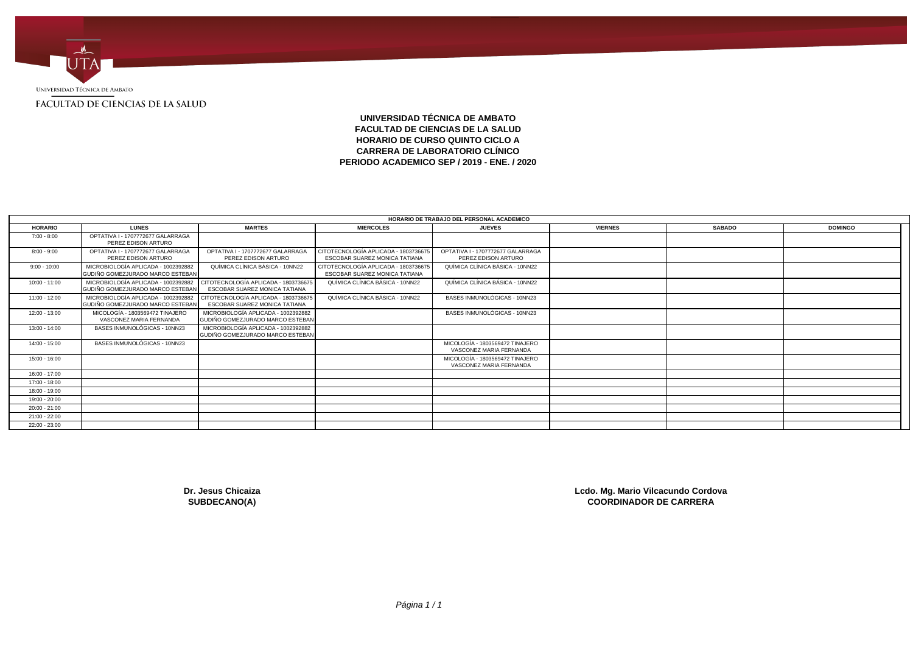UNIVERSIDAD TÉCNICA DE AMBATO

FACULTAD DE CIENCIAS DE LA SALUD

**UNIVERSIDAD TÉCNICA DE AMBATO**
**FACULTAD DE CIENCIAS DE LA SALUD**
**HORARIO DE CURSO QUINTO CICLO A**
**CARRERA DE LABORATORIO CLÍNICO**
**PERIODO ACADEMICO SEP / 2019 - ENE. / 2020**

| HORARIO DE TRABAJO DEL PERSONAL ACADEMICO | | | | | | | |
|---|---|---|---|---|---|---|---|
| **HORARIO** | **LUNES** | **MARTES** | **MIERCOLES** | **JUEVES** | **VIERNES** | **SABADO** | **DOMINGO** |
| 7:00 - 8:00 | OPTATIVA I - 1707772677 GALARRAGA PEREZ EDISON ARTURO | | | | | | |
| 8:00 - 9:00 | OPTATIVA I - 1707772677 GALARRAGA PEREZ EDISON ARTURO | OPTATIVA I - 1707772677 GALARRAGA PEREZ EDISON ARTURO | CITOTECNOLOGÍA APLICADA - 1803736675 ESCOBAR SUAREZ MONICA TATIANA | OPTATIVA I - 1707772677 GALARRAGA PEREZ EDISON ARTURO | | | |
| 9:00 - 10:00 | MICROBIOLOGÍA APLICADA - 1002392882 GUDIÑO GOMEZJURADO MARCO ESTEBAN | QUÍMICA CLÍNICA BÁSICA - 10NN22 | CITOTECNOLOGÍA APLICADA - 1803736675 ESCOBAR SUAREZ MONICA TATIANA | QUÍMICA CLÍNICA BÁSICA - 10NN22 | | | |
| 10:00 - 11:00 | MICROBIOLOGÍA APLICADA - 1002392882 GUDIÑO GOMEZJURADO MARCO ESTEBAN | CITOTECNOLOGÍA APLICADA - 1803736675 ESCOBAR SUAREZ MONICA TATIANA | QUÍMICA CLÍNICA BÁSICA - 10NN22 | QUÍMICA CLÍNICA BÁSICA - 10NN22 | | | |
| 11:00 - 12:00 | MICROBIOLOGÍA APLICADA - 1002392882 GUDIÑO GOMEZJURADO MARCO ESTEBAN | CITOTECNOLOGÍA APLICADA - 1803736675 ESCOBAR SUAREZ MONICA TATIANA | QUÍMICA CLÍNICA BÁSICA - 10NN22 | BASES INMUNOLÓGICAS - 10NN23 | | | |
| 12:00 - 13:00 | MICOLOGÍA - 1803569472 TINAJERO VASCONEZ MARIA FERNANDA | MICROBIOLOGÍA APLICADA - 1002392882 GUDIÑO GOMEZJURADO MARCO ESTEBAN | | BASES INMUNOLÓGICAS - 10NN23 | | | |
| 13:00 - 14:00 | BASES INMUNOLÓGICAS - 10NN23 | MICROBIOLOGÍA APLICADA - 1002392882 GUDIÑO GOMEZJURADO MARCO ESTEBAN | | | | | |
| 14:00 - 15:00 | BASES INMUNOLÓGICAS - 10NN23 | | | MICOLOGÍA - 1803569472 TINAJERO VASCONEZ MARIA FERNANDA | | | |
| 15:00 - 16:00 | | | | MICOLOGÍA - 1803569472 TINAJERO VASCONEZ MARIA FERNANDA | | | |
| 16:00 - 17:00 | | | | | | | |
| 17:00 - 18:00 | | | | | | | |
| 18:00 - 19:00 | | | | | | | |
| 19:00 - 20:00 | | | | | | | |
| 20:00 - 21:00 | | | | | | | |
| 21:00 - 22:00 | | | | | | | |
| 22:00 - 23:00 | | | | | | | |

**Dr. Jesus Chicaiza**
**SUBDECANO(A)**

**Lcdo. Mg. Mario Vilcacundo Cordova**
**COORDINADOR DE CARRERA**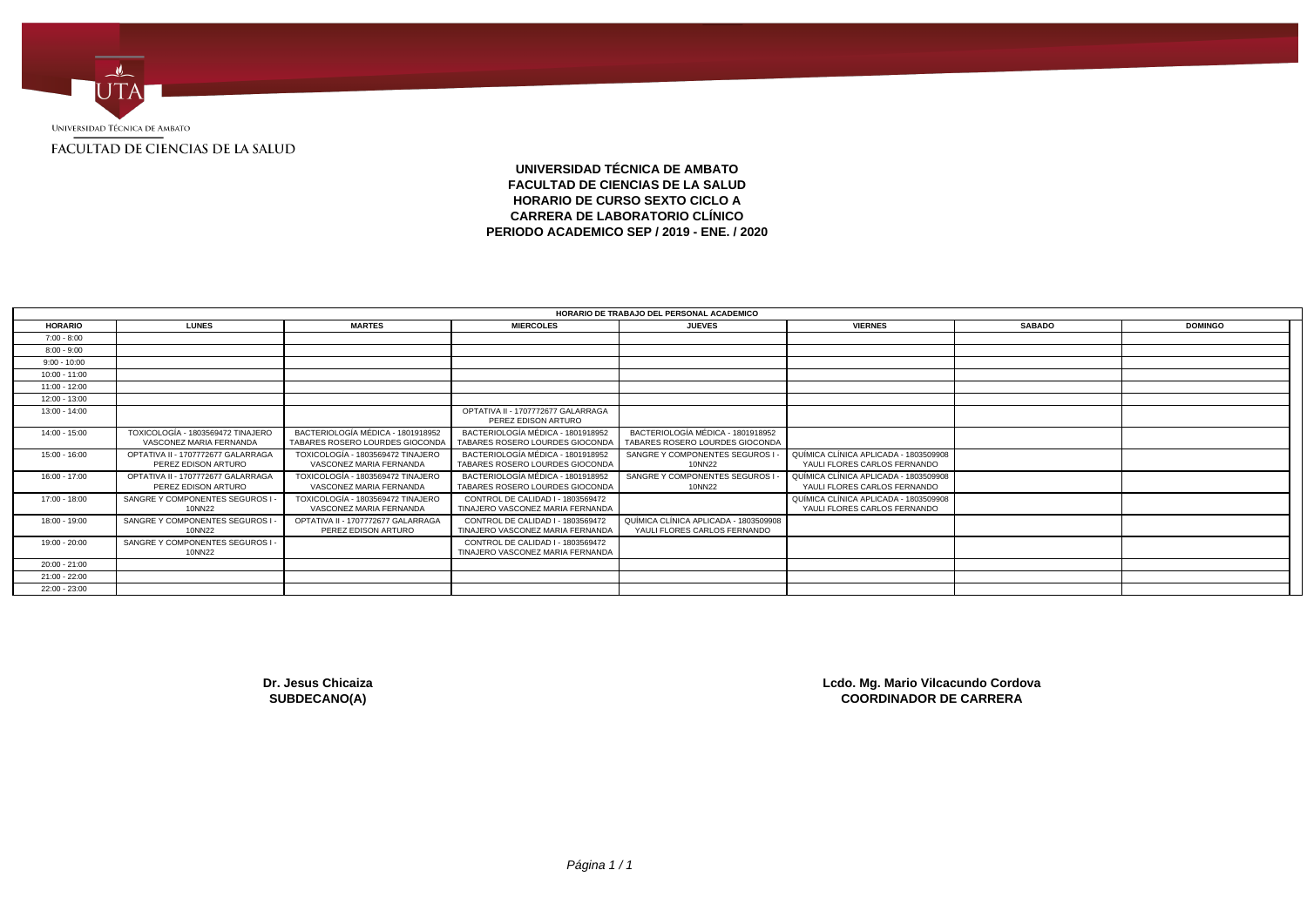Universidad Técnica de Ambato

FACULTAD DE CIENCIAS DE LA SALUD

**UNIVERSIDAD TÉCNICA DE AMBATO**
**FACULTAD DE CIENCIAS DE LA SALUD**
**HORARIO DE CURSO SEXTO CICLO A**
**CARRERA DE LABORATORIO CLÍNICO**
**PERIODO ACADEMICO SEP / 2019 - ENE. / 2020**

| HORARIO DE TRABAJO DEL PERSONAL ACADEMICO | | | | | | | |
|---|---|---|---|---|---|---|---|
| **HORARIO** | **LUNES** | **MARTES** | **MIERCOLES** | **JUEVES** | **VIERNES** | **SABADO** | **DOMINGO** |
| 7:00 - 8:00 | | | | | | | |
| 8:00 - 9:00 | | | | | | | |
| 9:00 - 10:00 | | | | | | | |
| 10:00 - 11:00 | | | | | | | |
| 11:00 - 12:00 | | | | | | | |
| 12:00 - 13:00 | | | | | | | |
| 13:00 - 14:00 | | | OPTATIVA II - 1707772677 GALARRAGA PEREZ EDISON ARTURO | | | | |
| 14:00 - 15:00 | TOXICOLOGÍA - 1803569472 TINAJERO VASCONEZ MARIA FERNANDA | BACTERIOLOGÍA MÉDICA - 1801918952 TABARES ROSERO LOURDES GIOCONDA | BACTERIOLOGÍA MÉDICA - 1801918952 TABARES ROSERO LOURDES GIOCONDA | BACTERIOLOGÍA MÉDICA - 1801918952 TABARES ROSERO LOURDES GIOCONDA | | | |
| 15:00 - 16:00 | OPTATIVA II - 1707772677 GALARRAGA PEREZ EDISON ARTURO | TOXICOLOGÍA - 1803569472 TINAJERO VASCONEZ MARIA FERNANDA | BACTERIOLOGÍA MÉDICA - 1801918952 TABARES ROSERO LOURDES GIOCONDA | SANGRE Y COMPONENTES SEGUROS I - 10NN22 | QUÍMICA CLÍNICA APLICADA - 1803509908 YAULI FLORES CARLOS FERNANDO | | |
| 16:00 - 17:00 | OPTATIVA II - 1707772677 GALARRAGA PEREZ EDISON ARTURO | TOXICOLOGÍA - 1803569472 TINAJERO VASCONEZ MARIA FERNANDA | BACTERIOLOGÍA MÉDICA - 1801918952 TABARES ROSERO LOURDES GIOCONDA | SANGRE Y COMPONENTES SEGUROS I - 10NN22 | QUÍMICA CLÍNICA APLICADA - 1803509908 YAULI FLORES CARLOS FERNANDO | | |
| 17:00 - 18:00 | SANGRE Y COMPONENTES SEGUROS I - 10NN22 | TOXICOLOGÍA - 1803569472 TINAJERO VASCONEZ MARIA FERNANDA | CONTROL DE CALIDAD I - 1803569472 TINAJERO VASCONEZ MARIA FERNANDA | | QUÍMICA CLÍNICA APLICADA - 1803509908 YAULI FLORES CARLOS FERNANDO | | |
| 18:00 - 19:00 | SANGRE Y COMPONENTES SEGUROS I - 10NN22 | OPTATIVA II - 1707772677 GALARRAGA PEREZ EDISON ARTURO | CONTROL DE CALIDAD I - 1803569472 TINAJERO VASCONEZ MARIA FERNANDA | QUÍMICA CLÍNICA APLICADA - 1803509908 YAULI FLORES CARLOS FERNANDO | | | |
| 19:00 - 20:00 | SANGRE Y COMPONENTES SEGUROS I - 10NN22 | | CONTROL DE CALIDAD I - 1803569472 TINAJERO VASCONEZ MARIA FERNANDA | | | | |
| 20:00 - 21:00 | | | | | | | |
| 21:00 - 22:00 | | | | | | | |
| 22:00 - 23:00 | | | | | | | |

**Dr. Jesus Chicaiza**
**SUBDECANO(A)**

**Lcdo. Mg. Mario Vilcacundo Cordova**
**COORDINADOR DE CARRERA**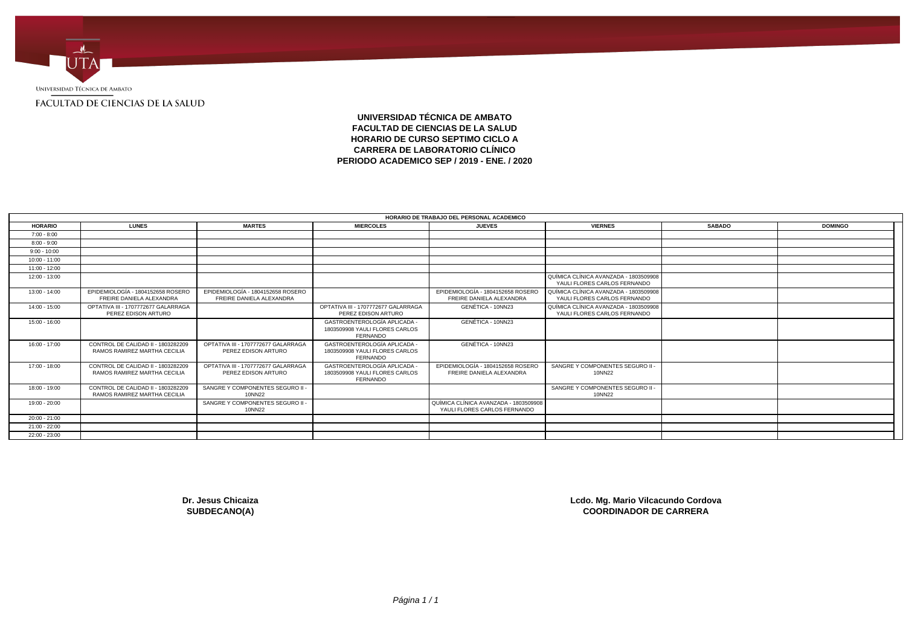UNIVERSIDAD TÉCNICA DE AMBATO

FACULTAD DE CIENCIAS DE LA SALUD

**UNIVERSIDAD TÉCNICA DE AMBATO**
**FACULTAD DE CIENCIAS DE LA SALUD**
**HORARIO DE CURSO SEPTIMO CICLO A**
**CARRERA DE LABORATORIO CLÍNICO**
**PERIODO ACADEMICO SEP / 2019 - ENE. / 2020**

| HORARIO DE TRABAJO DEL PERSONAL ACADEMICO | | | | | | | |
|---|---|---|---|---|---|---|---|
| **HORARIO** | **LUNES** | **MARTES** | **MIERCOLES** | **JUEVES** | **VIERNES** | **SABADO** | **DOMINGO** |
| 7:00 - 8:00 | | | | | | | |
| 8:00 - 9:00 | | | | | | | |
| 9:00 - 10:00 | | | | | | | |
| 10:00 - 11:00 | | | | | | | |
| 11:00 - 12:00 | | | | | | | |
| 12:00 - 13:00 | | | | | QUÍMICA CLÍNICA AVANZADA - 1803509908 YAULI FLORES CARLOS FERNANDO | | |
| 13:00 - 14:00 | EPIDEMIOLOGÍA - 1804152658 ROSERO FREIRE DANIELA ALEXANDRA | EPIDEMIOLOGÍA - 1804152658 ROSERO FREIRE DANIELA ALEXANDRA | | EPIDEMIOLOGÍA - 1804152658 ROSERO FREIRE DANIELA ALEXANDRA | QUÍMICA CLÍNICA AVANZADA - 1803509908 YAULI FLORES CARLOS FERNANDO | | |
| 14:00 - 15:00 | OPTATIVA III - 1707772677 GALARRAGA PEREZ EDISON ARTURO | | OPTATIVA III - 1707772677 GALARRAGA PEREZ EDISON ARTURO | GENÉTICA - 10NN23 | QUÍMICA CLÍNICA AVANZADA - 1803509908 YAULI FLORES CARLOS FERNANDO | | |
| 15:00 - 16:00 | | | GASTROENTEROLOGÍA APLICADA - 1803509908 YAULI FLORES CARLOS FERNANDO | GENÉTICA - 10NN23 | | | |
| 16:00 - 17:00 | CONTROL DE CALIDAD II - 1803282209 RAMOS RAMIREZ MARTHA CECILIA | OPTATIVA III - 1707772677 GALARRAGA PEREZ EDISON ARTURO | GASTROENTEROLOGÍA APLICADA - 1803509908 YAULI FLORES CARLOS FERNANDO | GENÉTICA - 10NN23 | | | |
| 17:00 - 18:00 | CONTROL DE CALIDAD II - 1803282209 RAMOS RAMIREZ MARTHA CECILIA | OPTATIVA III - 1707772677 GALARRAGA PEREZ EDISON ARTURO | GASTROENTEROLOGÍA APLICADA - 1803509908 YAULI FLORES CARLOS FERNANDO | EPIDEMIOLOGÍA - 1804152658 ROSERO FREIRE DANIELA ALEXANDRA | SANGRE Y COMPONENTES SEGURO II - 10NN22 | | |
| 18:00 - 19:00 | CONTROL DE CALIDAD II - 1803282209 RAMOS RAMIREZ MARTHA CECILIA | SANGRE Y COMPONENTES SEGURO II - 10NN22 | | | SANGRE Y COMPONENTES SEGURO II - 10NN22 | | |
| 19:00 - 20:00 | | SANGRE Y COMPONENTES SEGURO II - 10NN22 | | QUÍMICA CLÍNICA AVANZADA - 1803509908 YAULI FLORES CARLOS FERNANDO | | | |
| 20:00 - 21:00 | | | | | | | |
| 21:00 - 22:00 | | | | | | | |
| 22:00 - 23:00 | | | | | | | |

**Dr. Jesus Chicaiza**
**SUBDECANO(A)**

**Lcdo. Mg. Mario Vilcacundo Cordova**
**COORDINADOR DE CARRERA**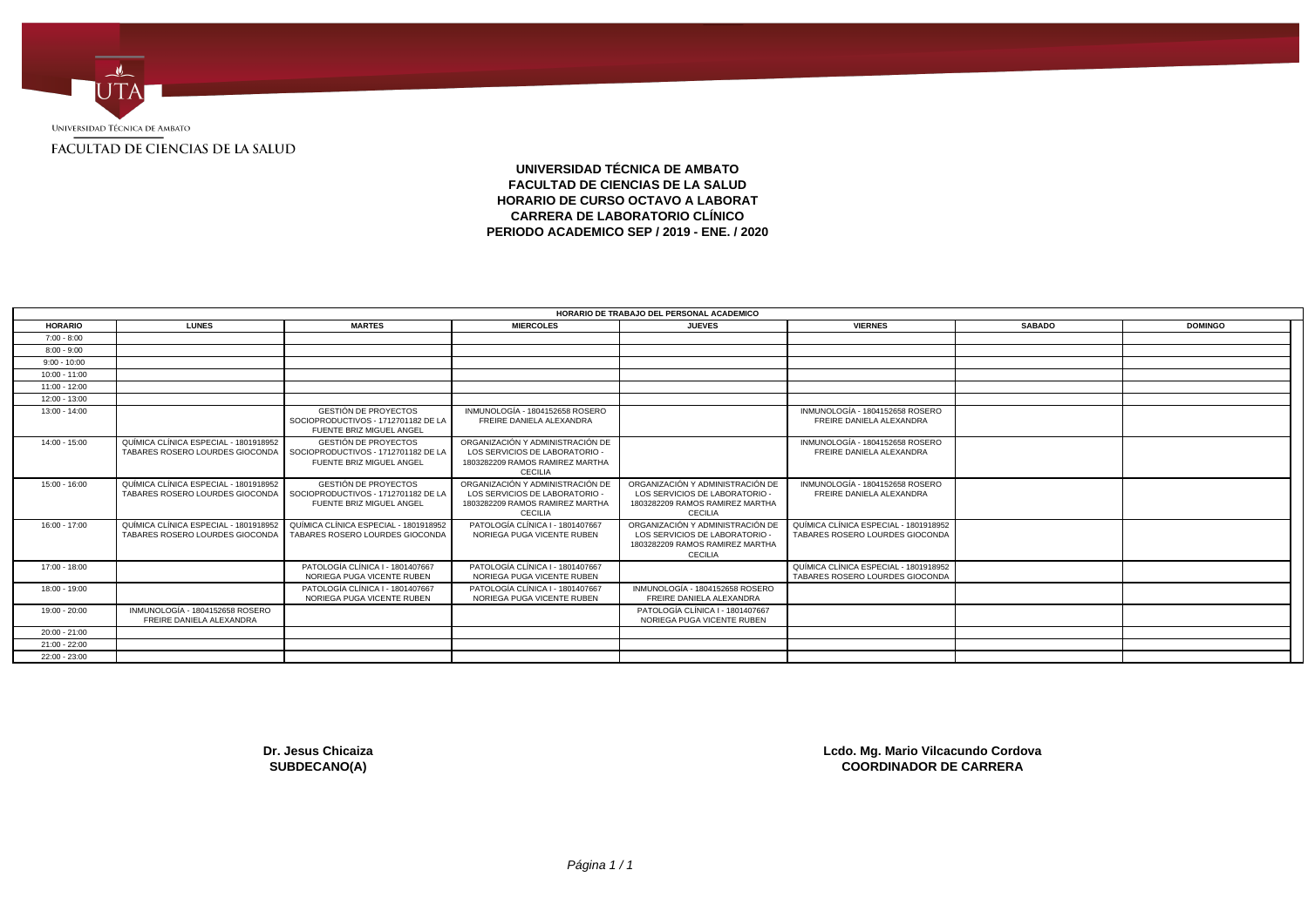Universidad Técnica de Ambato

FACULTAD DE CIENCIAS DE LA SALUD

# UNIVERSIDAD TÉCNICA DE AMBATO
## FACULTAD DE CIENCIAS DE LA SALUD
## HORARIO DE CURSO OCTAVO A LABORAT
## CARRERA DE LABORATORIO CLÍNICO
## PERIODO ACADEMICO SEP / 2019 - ENE. / 2020

| HORARIO DE TRABAJO DEL PERSONAL ACADEMICO | | | | | | | |
|---|---|---|---|---|---|---|---|
| **HORARIO** | **LUNES** | **MARTES** | **MIERCOLES** | **JUEVES** | **VIERNES** | **SABADO** | **DOMINGO** |
| 7:00 - 8:00 | | | | | | | |
| 8:00 - 9:00 | | | | | | | |
| 9:00 - 10:00 | | | | | | | |
| 10:00 - 11:00 | | | | | | | |
| 11:00 - 12:00 | | | | | | | |
| 12:00 - 13:00 | | | | | | | |
| 13:00 - 14:00 | | GESTIÓN DE PROYECTOS SOCIOPRODUCTIVOS - 1712701182 DE LA FUENTE BRIZ MIGUEL ANGEL | INMUNOLOGÍA - 1804152658 ROSERO FREIRE DANIELA ALEXANDRA | | INMUNOLOGÍA - 1804152658 ROSERO FREIRE DANIELA ALEXANDRA | | |
| 14:00 - 15:00 | QUÍMICA CLÍNICA ESPECIAL - 1801918952 TABARES ROSERO LOURDES GIOCONDA | GESTIÓN DE PROYECTOS SOCIOPRODUCTIVOS - 1712701182 DE LA FUENTE BRIZ MIGUEL ANGEL | ORGANIZACIÓN Y ADMINISTRACIÓN DE LOS SERVICIOS DE LABORATORIO - 1803282209 RAMOS RAMIREZ MARTHA CECILIA | | INMUNOLOGÍA - 1804152658 ROSERO FREIRE DANIELA ALEXANDRA | | |
| 15:00 - 16:00 | QUÍMICA CLÍNICA ESPECIAL - 1801918952 TABARES ROSERO LOURDES GIOCONDA | GESTIÓN DE PROYECTOS SOCIOPRODUCTIVOS - 1712701182 DE LA FUENTE BRIZ MIGUEL ANGEL | ORGANIZACIÓN Y ADMINISTRACIÓN DE LOS SERVICIOS DE LABORATORIO - 1803282209 RAMOS RAMIREZ MARTHA CECILIA | ORGANIZACIÓN Y ADMINISTRACIÓN DE LOS SERVICIOS DE LABORATORIO - 1803282209 RAMOS RAMIREZ MARTHA CECILIA | INMUNOLOGÍA - 1804152658 ROSERO FREIRE DANIELA ALEXANDRA | | |
| 16:00 - 17:00 | QUÍMICA CLÍNICA ESPECIAL - 1801918952 TABARES ROSERO LOURDES GIOCONDA | QUÍMICA CLÍNICA ESPECIAL - 1801918952 TABARES ROSERO LOURDES GIOCONDA | PATOLOGÍA CLÍNICA I - 1801407667 NORIEGA PUGA VICENTE RUBEN | ORGANIZACIÓN Y ADMINISTRACIÓN DE LOS SERVICIOS DE LABORATORIO - 1803282209 RAMOS RAMIREZ MARTHA CECILIA | QUÍMICA CLÍNICA ESPECIAL - 1801918952 TABARES ROSERO LOURDES GIOCONDA | | |
| 17:00 - 18:00 | | PATOLOGÍA CLÍNICA I - 1801407667 NORIEGA PUGA VICENTE RUBEN | PATOLOGÍA CLÍNICA I - 1801407667 NORIEGA PUGA VICENTE RUBEN | | QUÍMICA CLÍNICA ESPECIAL - 1801918952 TABARES ROSERO LOURDES GIOCONDA | | |
| 18:00 - 19:00 | | PATOLOGÍA CLÍNICA I - 1801407667 NORIEGA PUGA VICENTE RUBEN | PATOLOGÍA CLÍNICA I - 1801407667 NORIEGA PUGA VICENTE RUBEN | INMUNOLOGÍA - 1804152658 ROSERO FREIRE DANIELA ALEXANDRA | | | |
| 19:00 - 20:00 | INMUNOLOGÍA - 1804152658 ROSERO FREIRE DANIELA ALEXANDRA | | | PATOLOGÍA CLÍNICA I - 1801407667 NORIEGA PUGA VICENTE RUBEN | | | |
| 20:00 - 21:00 | | | | | | | |
| 21:00 - 22:00 | | | | | | | |
| 22:00 - 23:00 | | | | | | | |

**Dr. Jesus Chicaiza**
**SUBDECANO(A)**

**Lcdo. Mg. Mario Vilcacundo Cordova**
**COORDINADOR DE CARRERA**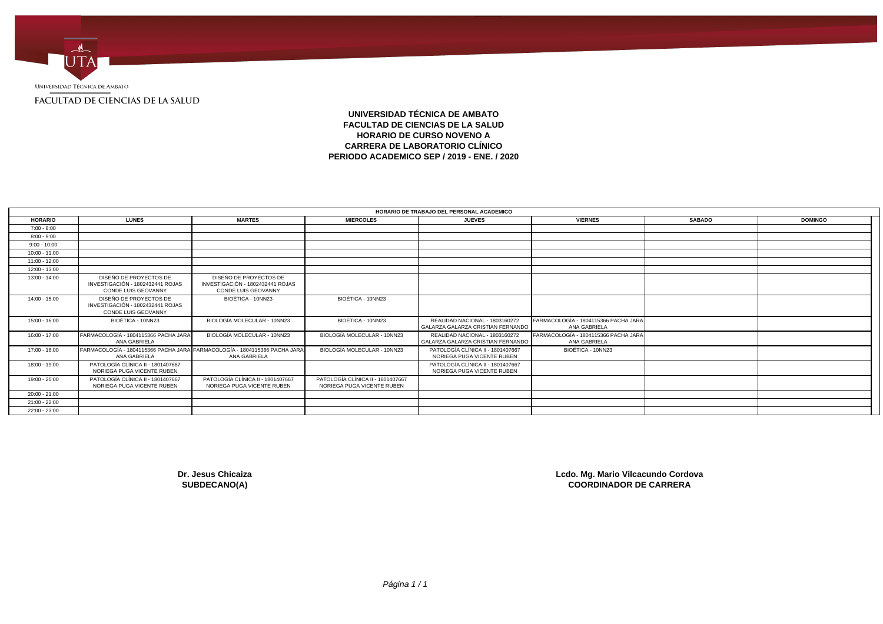Universidad Técnica de Ambato

Facultad de Ciencias de la Salud

**UNIVERSIDAD TÉCNICA DE AMBATO**
**FACULTAD DE CIENCIAS DE LA SALUD**
**HORARIO DE CURSO NOVENO A**
**CARRERA DE LABORATORIO CLÍNICO**
**PERIODO ACADEMICO SEP / 2019 - ENE. / 2020**

| HORARIO DE TRABAJO DEL PERSONAL ACADEMICO | | | | | | | |
|---|---|---|---|---|---|---|---|
| **HORARIO** | **LUNES** | **MARTES** | **MIERCOLES** | **JUEVES** | **VIERNES** | **SABADO** | **DOMINGO** |
| 7:00 - 8:00 | | | | | | | |
| 8:00 - 9:00 | | | | | | | |
| 9:00 - 10:00 | | | | | | | |
| 10:00 - 11:00 | | | | | | | |
| 11:00 - 12:00 | | | | | | | |
| 12:00 - 13:00 | | | | | | | |
| 13:00 - 14:00 | DISEÑO DE PROYECTOS DE INVESTIGACIÓN - 1802432441 ROJAS CONDE LUIS GEOVANNY | DISEÑO DE PROYECTOS DE INVESTIGACIÓN - 1802432441 ROJAS CONDE LUIS GEOVANNY | | | | | |
| 14:00 - 15:00 | DISEÑO DE PROYECTOS DE INVESTIGACIÓN - 1802432441 ROJAS CONDE LUIS GEOVANNY | BIOÉTICA - 10NN23 | BIOÉTICA - 10NN23 | | | | |
| 15:00 - 16:00 | BIOÉTICA - 10NN23 | BIOLOGÍA MOLECULAR - 10NN23 | BIOÉTICA - 10NN23 | REALIDAD NACIONAL - 1803160272 GALARZA GALARZA CRISTIAN FERNANDO | FARMACOLOGÍA - 1804115366 PACHA JARA ANA GABRIELA | | |
| 16:00 - 17:00 | FARMACOLOGÍA - 1804115366 PACHA JARA ANA GABRIELA | BIOLOGÍA MOLECULAR - 10NN23 | BIOLOGÍA MOLECULAR - 10NN23 | REALIDAD NACIONAL - 1803160272 GALARZA GALARZA CRISTIAN FERNANDO | FARMACOLOGÍA - 1804115366 PACHA JARA ANA GABRIELA | | |
| 17:00 - 18:00 | FARMACOLOGÍA - 1804115366 PACHA JARA ANA GABRIELA | FARMACOLOGÍA - 1804115366 PACHA JARA ANA GABRIELA | BIOLOGÍA MOLECULAR - 10NN23 | PATOLOGÍA CLÍNICA II - 1801407667 NORIEGA PUGA VICENTE RUBEN | BIOÉTICA - 10NN23 | | |
| 18:00 - 19:00 | PATOLOGÍA CLÍNICA II - 1801407667 NORIEGA PUGA VICENTE RUBEN | | | PATOLOGÍA CLÍNICA II - 1801407667 NORIEGA PUGA VICENTE RUBEN | | | |
| 19:00 - 20:00 | PATOLOGÍA CLÍNICA II - 1801407667 NORIEGA PUGA VICENTE RUBEN | PATOLOGÍA CLÍNICA II - 1801407667 NORIEGA PUGA VICENTE RUBEN | PATOLOGÍA CLÍNICA II - 1801407667 NORIEGA PUGA VICENTE RUBEN | | | | |
| 20:00 - 21:00 | | | | | | | |
| 21:00 - 22:00 | | | | | | | |
| 22:00 - 23:00 | | | | | | | |

**Dr. Jesus Chicaiza**
**SUBDECANO(A)**

**Lcdo. Mg. Mario Vilcacundo Cordova**
**COORDINADOR DE CARRERA**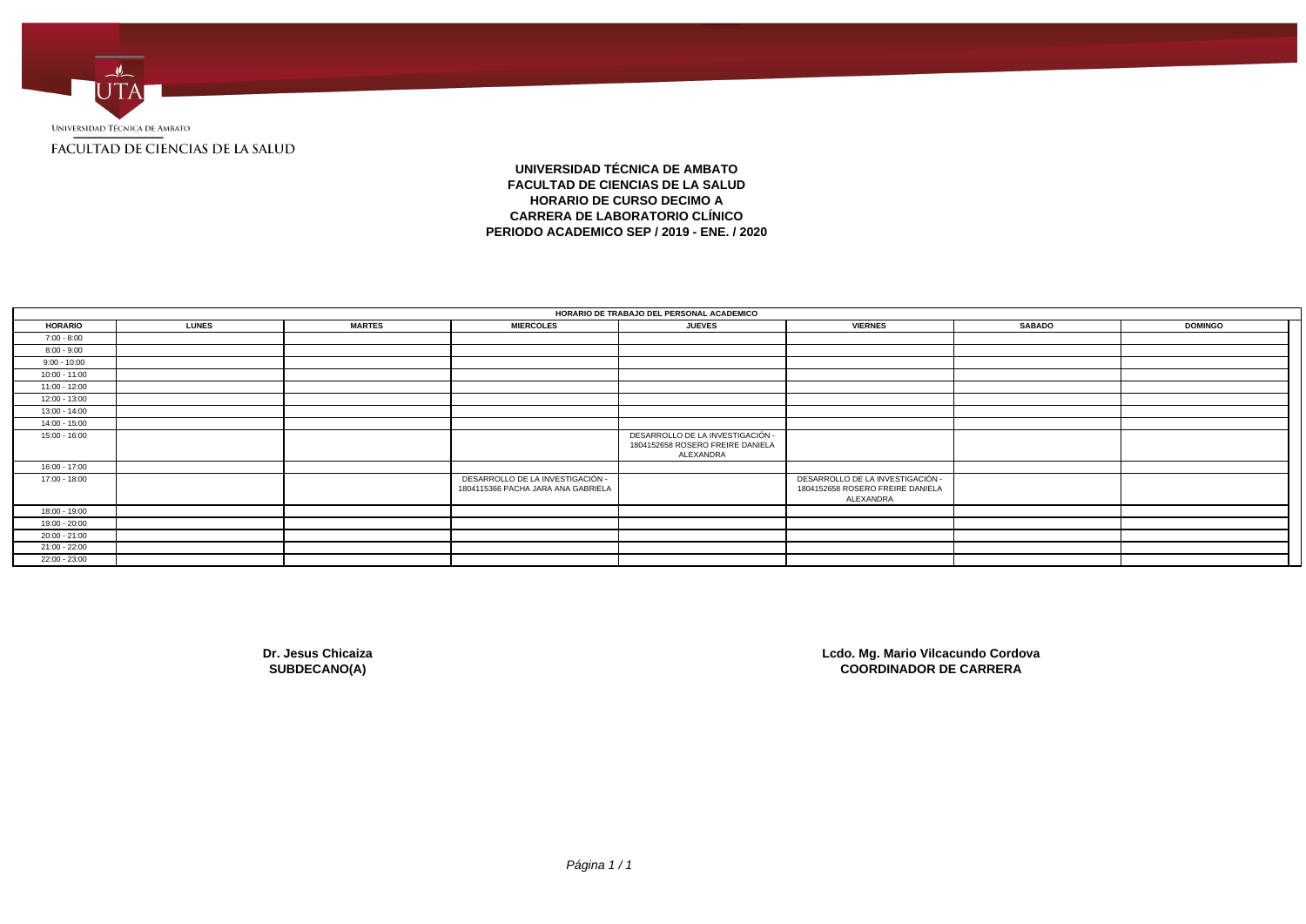UNIVERSIDAD TÉCNICA DE AMBATO

FACULTAD DE CIENCIAS DE LA SALUD

**UNIVERSIDAD TÉCNICA DE AMBATO**
**FACULTAD DE CIENCIAS DE LA SALUD**
**HORARIO DE CURSO DECIMO A**
**CARRERA DE LABORATORIO CLÍNICO**
**PERIODO ACADEMICO SEP / 2019 - ENE. / 2020**

| **HORARIO DE TRABAJO DEL PERSONAL ACADEMICO** | | | | | | | |
|---|---|---|---|---|---|---|---|
| **HORARIO** | **LUNES** | **MARTES** | **MIERCOLES** | **JUEVES** | **VIERNES** | **SABADO** | **DOMINGO** |
| 7:00 - 8:00 | | | | | | | |
| 8:00 - 9:00 | | | | | | | |
| 9:00 - 10:00 | | | | | | | |
| 10:00 - 11:00 | | | | | | | |
| 11:00 - 12:00 | | | | | | | |
| 12:00 - 13:00 | | | | | | | |
| 13:00 - 14:00 | | | | | | | |
| 14:00 - 15:00 | | | | | | | |
| 15:00 - 16:00 | | | | DESARROLLO DE LA INVESTIGACIÓN - 1804152658 ROSERO FREIRE DANIELA ALEXANDRA | | | |
| 16:00 - 17:00 | | | | | | | |
| 17:00 - 18:00 | | | DESARROLLO DE LA INVESTIGACIÓN - 1804115366 PACHA JARA ANA GABRIELA | | DESARROLLO DE LA INVESTIGACIÓN - 1804152658 ROSERO FREIRE DANIELA ALEXANDRA | | |
| 18:00 - 19:00 | | | | | | | |
| 19:00 - 20:00 | | | | | | | |
| 20:00 - 21:00 | | | | | | | |
| 21:00 - 22:00 | | | | | | | |
| 22:00 - 23:00 | | | | | | | |

**Dr. Jesus Chicaiza**
**SUBDECANO(A)**

**Lcdo. Mg. Mario Vilcacundo Cordova**
**COORDINADOR DE CARRERA**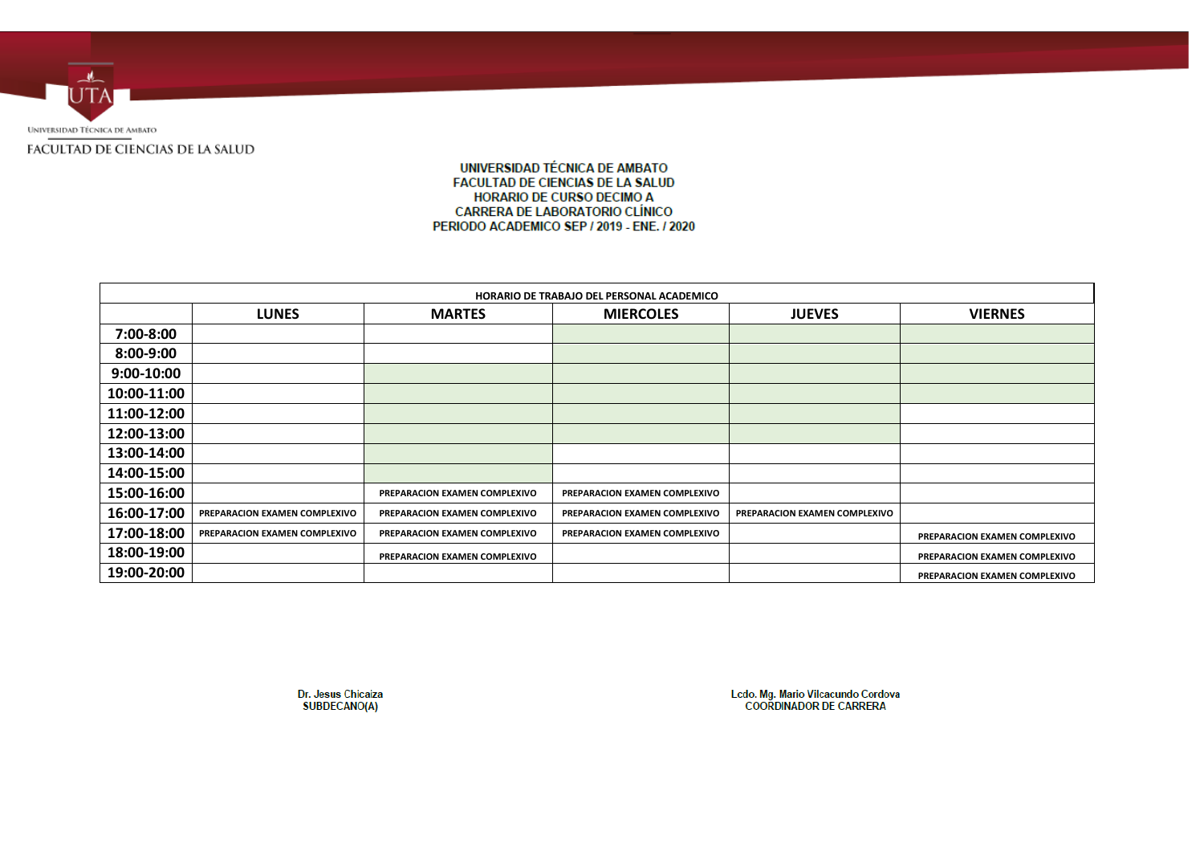UNIVERSIDAD TÉCNICA DE AMBATO

FACULTAD DE CIENCIAS DE LA SALUD

**UNIVERSIDAD TÉCNICA DE AMBATO**
**FACULTAD DE CIENCIAS DE LA SALUD**
**HORARIO DE CURSO DECIMO A**
**CARRERA DE LABORATORIO CLÍNICO**
**PERIODO ACADEMICO SEP / 2019 - ENE. / 2020**

**HORARIO DE TRABAJO DEL PERSONAL ACADEMICO**

| | LUNES | MARTES | MIERCOLES | JUEVES | VIERNES |
|---|---|---|---|---|---|
| 7:00-8:00 | | | | | |
| 8:00-9:00 | | | | | |
| 9:00-10:00 | | | | | |
| 10:00-11:00 | | | | | |
| 11:00-12:00 | | | | | |
| 12:00-13:00 | | | | | |
| 13:00-14:00 | | | | | |
| 14:00-15:00 | | | | | |
| 15:00-16:00 | | PREPARACION EXAMEN COMPLEXIVO | PREPARACION EXAMEN COMPLEXIVO | | |
| 16:00-17:00 | PREPARACION EXAMEN COMPLEXIVO | PREPARACION EXAMEN COMPLEXIVO | PREPARACION EXAMEN COMPLEXIVO | PREPARACION EXAMEN COMPLEXIVO | |
| 17:00-18:00 | PREPARACION EXAMEN COMPLEXIVO | PREPARACION EXAMEN COMPLEXIVO | PREPARACION EXAMEN COMPLEXIVO | | PREPARACION EXAMEN COMPLEXIVO |
| 18:00-19:00 | | PREPARACION EXAMEN COMPLEXIVO | | | PREPARACION EXAMEN COMPLEXIVO |
| 19:00-20:00 | | | | | PREPARACION EXAMEN COMPLEXIVO |

Dr. Jesus Chicaiza
SUBDECANO(A)

Lcdo. Mg. Mario Vilcacundo Cordova
COORDINADOR DE CARRERA